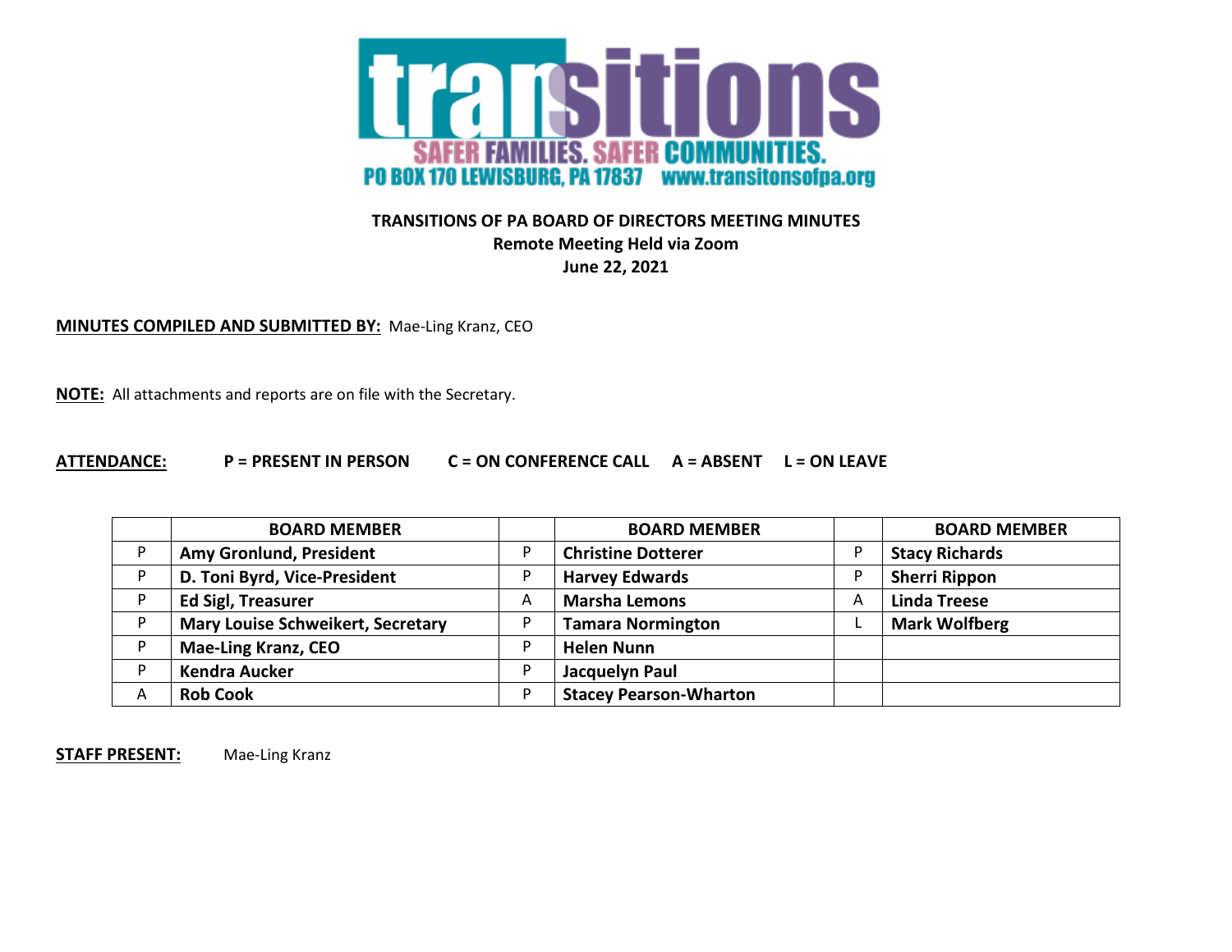transitions

SAFER FAMILIES. SAFER COMMUNITIES.

PO BOX 170 LEWISBURG, PA 17837 www.transitonsofpa.org

**TRANSITIONS OF PA BOARD OF DIRECTORS MEETING MINUTES**
**Remote Meeting Held via Zoom**
**June 22, 2021**

**MINUTES COMPILED AND SUBMITTED BY:** Mae-Ling Kranz, CEO

**NOTE:** All attachments and reports are on file with the Secretary.

**ATTENDANCE:** **P = PRESENT IN PERSON C = ON CONFERENCE CALL A = ABSENT L = ON LEAVE**

| | BOARD MEMBER | | BOARD MEMBER | | BOARD MEMBER |
|---|---|---|---|---|---|
| P | **Amy Gronlund, President** | P | **Christine Dotterer** | P | **Stacy Richards** |
| P | **D. Toni Byrd, Vice-President** | P | **Harvey Edwards** | P | **Sherri Rippon** |
| P | **Ed Sigl, Treasurer** | A | **Marsha Lemons** | A | **Linda Treese** |
| P | **Mary Louise Schweikert, Secretary** | P | **Tamara Normington** | L | **Mark Wolfberg** |
| P | **Mae-Ling Kranz, CEO** | P | **Helen Nunn** | | |
| P | **Kendra Aucker** | P | **Jacquelyn Paul** | | |
| A | **Rob Cook** | P | **Stacey Pearson-Wharton** | | |

**STAFF PRESENT:** Mae-Ling Kranz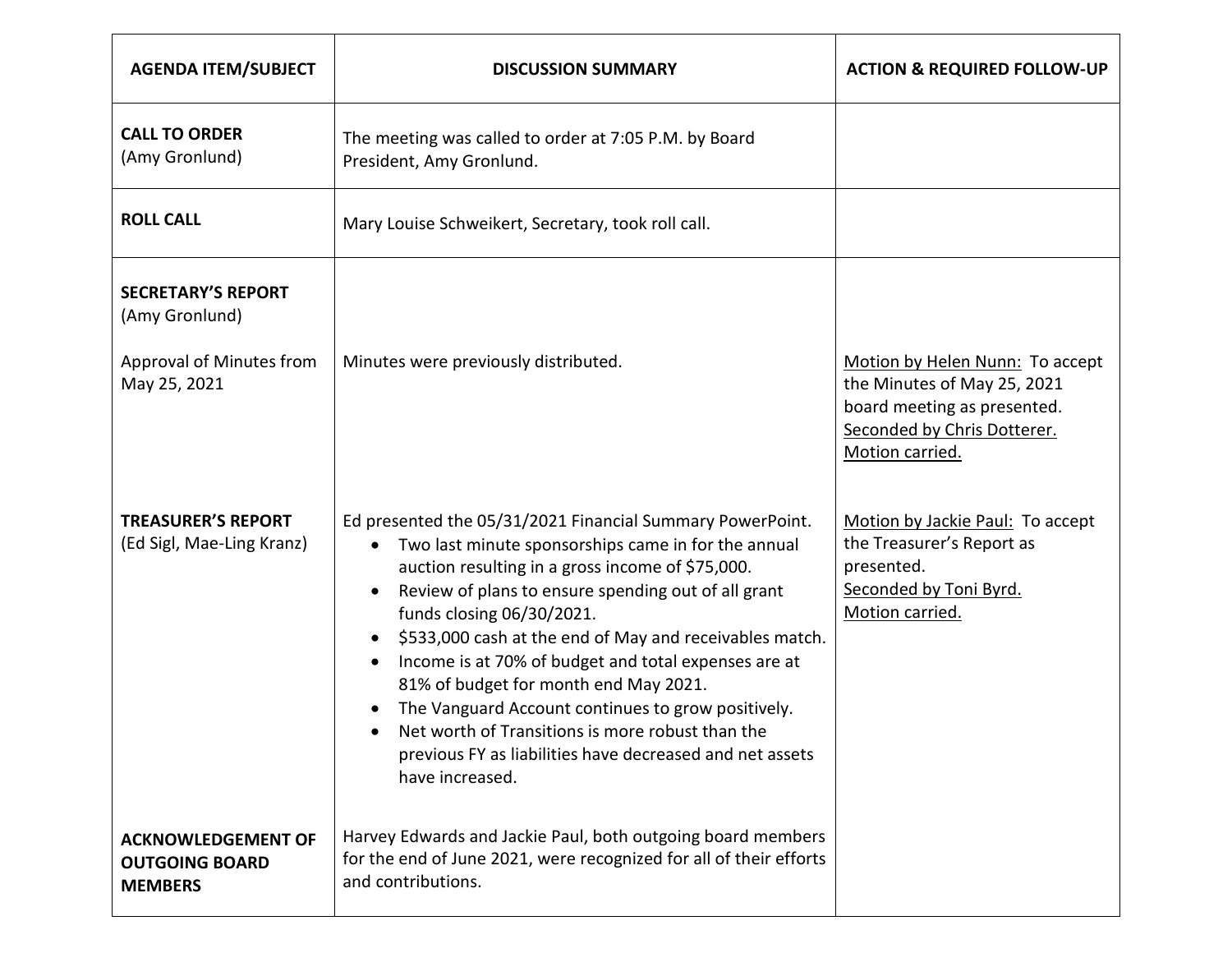| AGENDA ITEM/SUBJECT | DISCUSSION SUMMARY | ACTION & REQUIRED FOLLOW-UP |
|---|---|---|
| **CALL TO ORDER** (Amy Gronlund) | The meeting was called to order at 7:05 P.M. by Board President, Amy Gronlund. | |
| **ROLL CALL** | Mary Louise Schweikert, Secretary, took roll call. | |
| **SECRETARY'S REPORT** (Amy Gronlund)<br><br>Approval of Minutes from May 25, 2021 | Minutes were previously distributed. | <u>Motion by Helen Nunn:</u> To accept the Minutes of May 25, 2021 board meeting as presented.<br><u>Seconded by Chris Dotterer.</u><br><u>Motion carried.</u> |
| **TREASURER'S REPORT** (Ed Sigl, Mae-Ling Kranz) | Ed presented the 05/31/2021 Financial Summary PowerPoint.<br>• Two last minute sponsorships came in for the annual auction resulting in a gross income of $75,000.<br>• Review of plans to ensure spending out of all grant funds closing 06/30/2021.<br>• $533,000 cash at the end of May and receivables match.<br>• Income is at 70% of budget and total expenses are at 81% of budget for month end May 2021.<br>• The Vanguard Account continues to grow positively.<br>• Net worth of Transitions is more robust than the previous FY as liabilities have decreased and net assets have increased. | <u>Motion by Jackie Paul:</u> To accept the Treasurer's Report as presented.<br><u>Seconded by Toni Byrd.</u><br><u>Motion carried.</u> |
| **ACKNOWLEDGEMENT OF OUTGOING BOARD MEMBERS** | Harvey Edwards and Jackie Paul, both outgoing board members for the end of June 2021, were recognized for all of their efforts and contributions. | |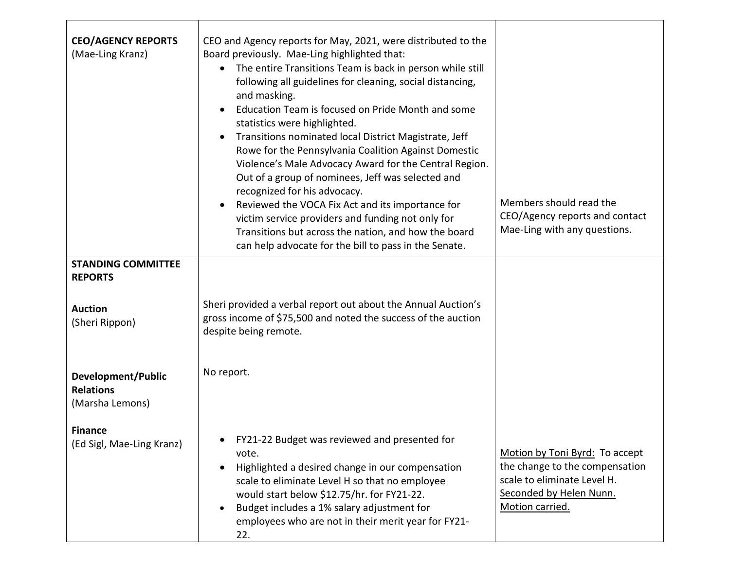| | | |
|---|---|---|
| **CEO/AGENCY REPORTS** (Mae-Ling Kranz) | CEO and Agency reports for May, 2021, were distributed to the Board previously. Mae-Ling highlighted that:<br>• The entire Transitions Team is back in person while still following all guidelines for cleaning, social distancing, and masking.<br>• Education Team is focused on Pride Month and some statistics were highlighted.<br>• Transitions nominated local District Magistrate, Jeff Rowe for the Pennsylvania Coalition Against Domestic Violence's Male Advocacy Award for the Central Region. Out of a group of nominees, Jeff was selected and recognized for his advocacy.<br>• Reviewed the VOCA Fix Act and its importance for victim service providers and funding not only for Transitions but across the nation, and how the board can help advocate for the bill to pass in the Senate. | Members should read the CEO/Agency reports and contact Mae-Ling with any questions. |
| **STANDING COMMITTEE REPORTS**<br><br>**Auction** (Sheri Rippon) | Sheri provided a verbal report out about the Annual Auction's gross income of $75,500 and noted the success of the auction despite being remote. | |
| **Development/Public Relations** (Marsha Lemons) | No report. | |
| **Finance** (Ed Sigl, Mae-Ling Kranz) | • FY21-22 Budget was reviewed and presented for vote.<br>• Highlighted a desired change in our compensation scale to eliminate Level H so that no employee would start below $12.75/hr. for FY21-22.<br>• Budget includes a 1% salary adjustment for employees who are not in their merit year for FY21-22. | Motion by Toni Byrd: To accept the change to the compensation scale to eliminate Level H. Seconded by Helen Nunn. Motion carried. |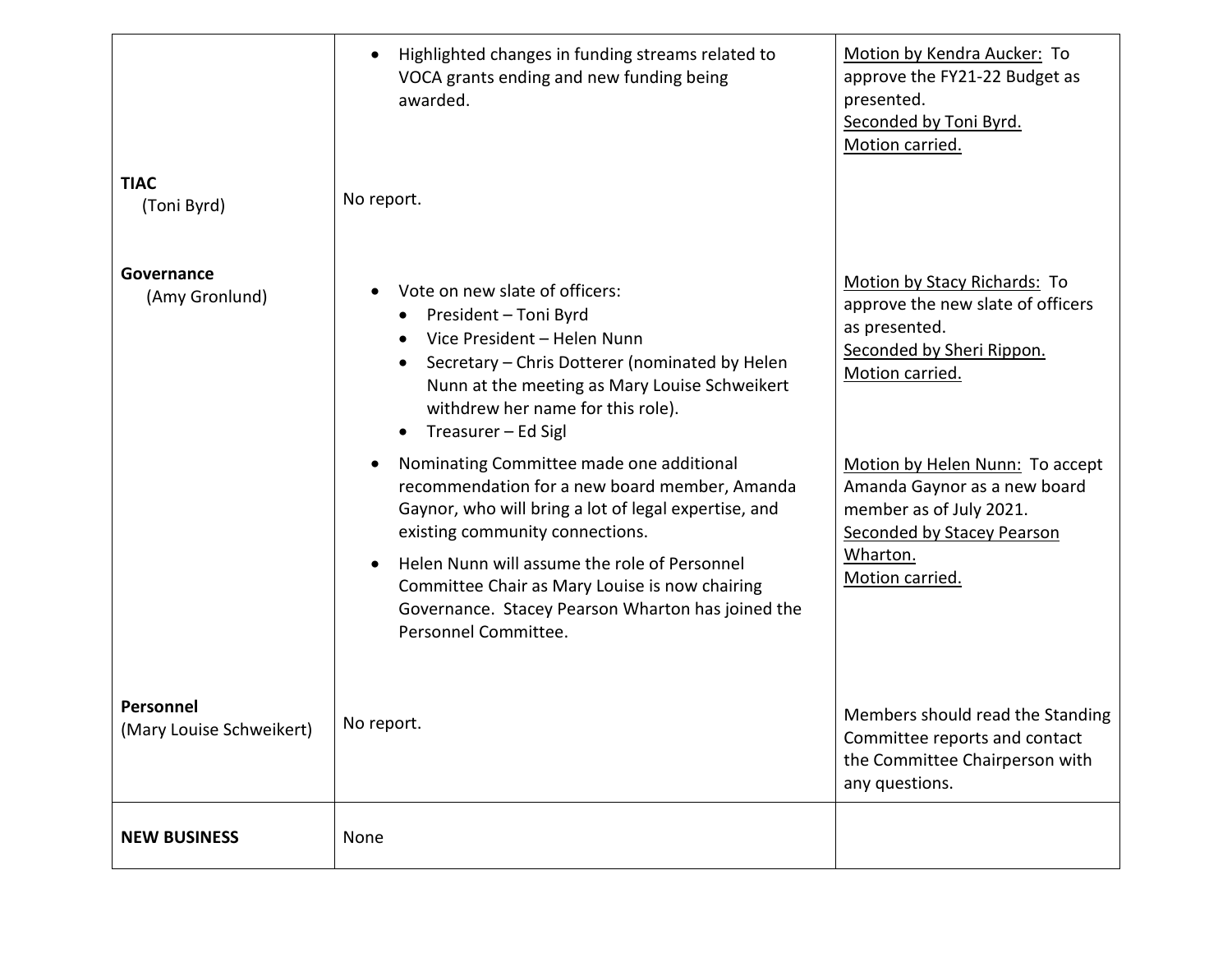| | | |
|---|---|---|
| | • Highlighted changes in funding streams related to VOCA grants ending and new funding being awarded. | Motion by Kendra Aucker: To approve the FY21-22 Budget as presented.<br>Seconded by Toni Byrd.<br>Motion carried. |
| **TIAC**<br>(Toni Byrd) | No report. | |
| **Governance**<br>(Amy Gronlund) | • Vote on new slate of officers:<br>&nbsp;&nbsp;• President – Toni Byrd<br>&nbsp;&nbsp;• Vice President – Helen Nunn<br>&nbsp;&nbsp;• Secretary – Chris Dotterer (nominated by Helen Nunn at the meeting as Mary Louise Schweikert withdrew her name for this role).<br>&nbsp;&nbsp;• Treasurer – Ed Sigl<br>• Nominating Committee made one additional recommendation for a new board member, Amanda Gaynor, who will bring a lot of legal expertise, and existing community connections.<br>• Helen Nunn will assume the role of Personnel Committee Chair as Mary Louise is now chairing Governance. Stacey Pearson Wharton has joined the Personnel Committee. | Motion by Stacy Richards: To approve the new slate of officers as presented.<br>Seconded by Sheri Rippon.<br>Motion carried.<br><br>Motion by Helen Nunn: To accept Amanda Gaynor as a new board member as of July 2021.<br>Seconded by Stacey Pearson Wharton.<br>Motion carried. |
| **Personnel**<br>(Mary Louise Schweikert) | No report. | Members should read the Standing Committee reports and contact the Committee Chairperson with any questions. |
| **NEW BUSINESS** | None | |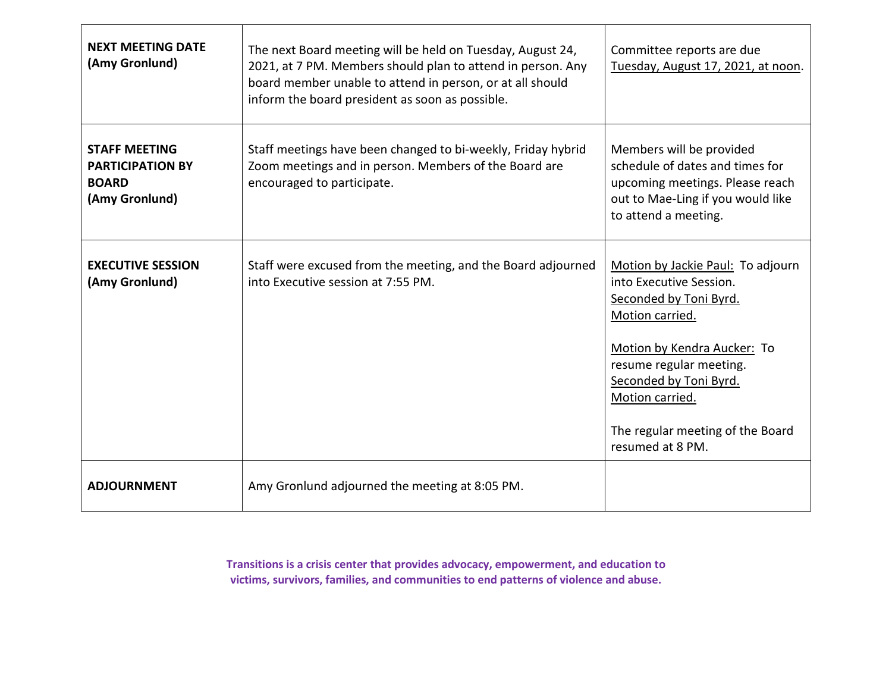| | | |
|---|---|---|
| **NEXT MEETING DATE (Amy Gronlund)** | The next Board meeting will be held on Tuesday, August 24, 2021, at 7 PM. Members should plan to attend in person. Any board member unable to attend in person, or at all should inform the board president as soon as possible. | Committee reports are due Tuesday, August 17, 2021, at noon. |
| **STAFF MEETING PARTICIPATION BY BOARD (Amy Gronlund)** | Staff meetings have been changed to bi-weekly, Friday hybrid Zoom meetings and in person. Members of the Board are encouraged to participate. | Members will be provided schedule of dates and times for upcoming meetings. Please reach out to Mae-Ling if you would like to attend a meeting. |
| **EXECUTIVE SESSION (Amy Gronlund)** | Staff were excused from the meeting, and the Board adjourned into Executive session at 7:55 PM. | Motion by Jackie Paul: To adjourn into Executive Session. Seconded by Toni Byrd. Motion carried.<br><br>Motion by Kendra Aucker: To resume regular meeting. Seconded by Toni Byrd. Motion carried.<br><br>The regular meeting of the Board resumed at 8 PM. |
| **ADJOURNMENT** | Amy Gronlund adjourned the meeting at 8:05 PM. | |

**Transitions is a crisis center that provides advocacy, empowerment, and education to victims, survivors, families, and communities to end patterns of violence and abuse.**